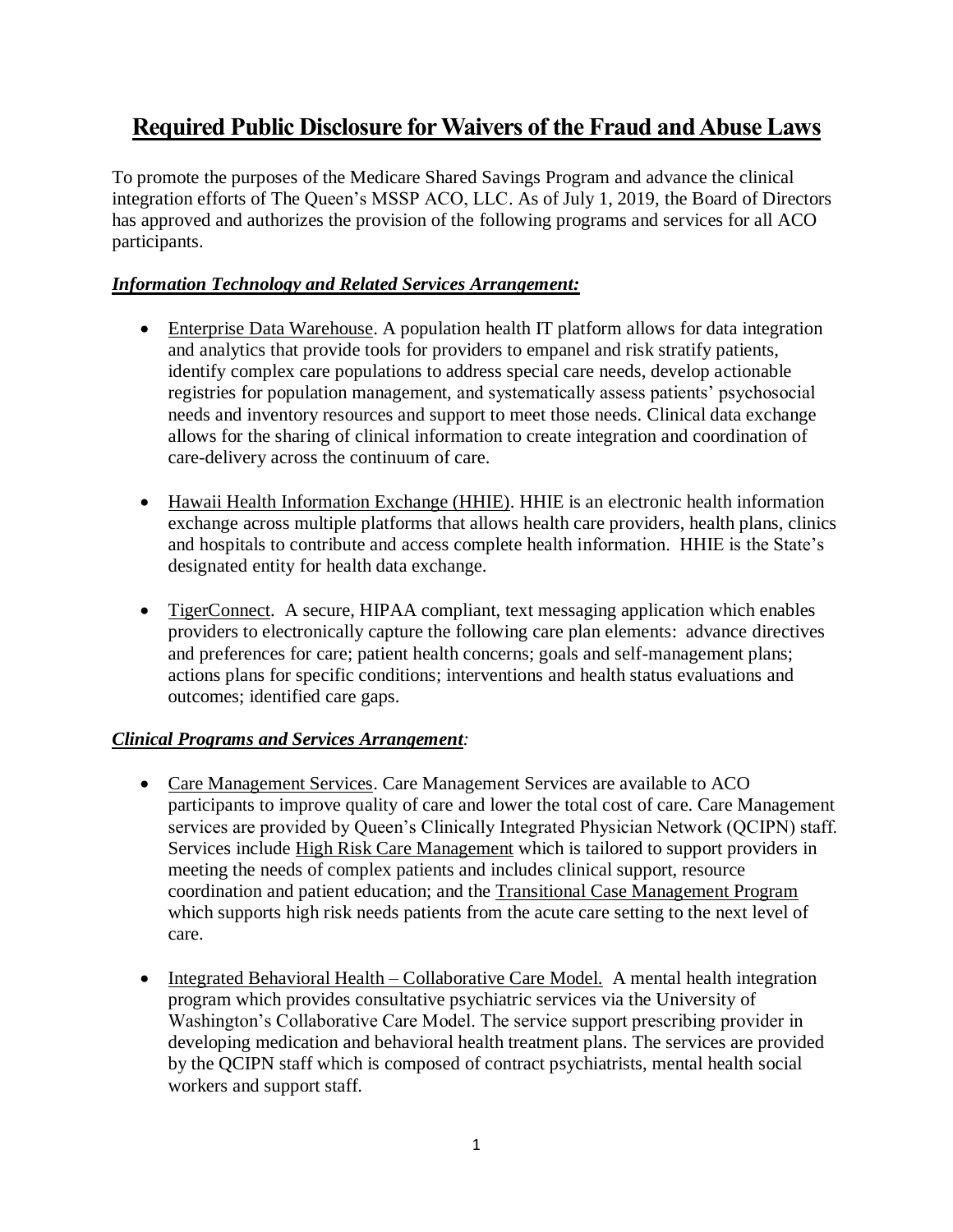# Required Public Disclosure for Waivers of the Fraud and Abuse Laws

To promote the purposes of the Medicare Shared Savings Program and advance the clinical integration efforts of The Queen's MSSP ACO, LLC. As of July 1, 2019, the Board of Directors has approved and authorizes the provision of the following programs and services for all ACO participants.

### ***Information Technology and Related Services Arrangement:***

- Enterprise Data Warehouse. A population health IT platform allows for data integration and analytics that provide tools for providers to empanel and risk stratify patients, identify complex care populations to address special care needs, develop actionable registries for population management, and systematically assess patients' psychosocial needs and inventory resources and support to meet those needs. Clinical data exchange allows for the sharing of clinical information to create integration and coordination of care-delivery across the continuum of care.

- Hawaii Health Information Exchange (HHIE). HHIE is an electronic health information exchange across multiple platforms that allows health care providers, health plans, clinics and hospitals to contribute and access complete health information. HHIE is the State's designated entity for health data exchange.

- TigerConnect. A secure, HIPAA compliant, text messaging application which enables providers to electronically capture the following care plan elements: advance directives and preferences for care; patient health concerns; goals and self-management plans; actions plans for specific conditions; interventions and health status evaluations and outcomes; identified care gaps.

### ***Clinical Programs and Services Arrangement:***

- Care Management Services. Care Management Services are available to ACO participants to improve quality of care and lower the total cost of care. Care Management services are provided by Queen's Clinically Integrated Physician Network (QCIPN) staff. Services include High Risk Care Management which is tailored to support providers in meeting the needs of complex patients and includes clinical support, resource coordination and patient education; and the Transitional Case Management Program which supports high risk needs patients from the acute care setting to the next level of care.

- Integrated Behavioral Health – Collaborative Care Model. A mental health integration program which provides consultative psychiatric services via the University of Washington's Collaborative Care Model. The service support prescribing provider in developing medication and behavioral health treatment plans. The services are provided by the QCIPN staff which is composed of contract psychiatrists, mental health social workers and support staff.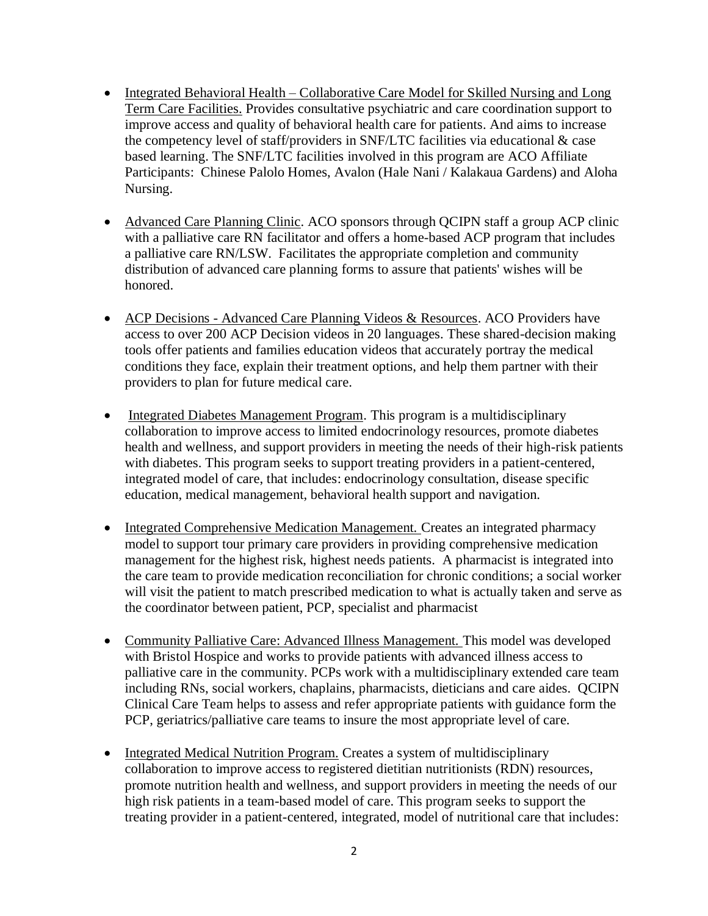- Integrated Behavioral Health – Collaborative Care Model for Skilled Nursing and Long Term Care Facilities. Provides consultative psychiatric and care coordination support to improve access and quality of behavioral health care for patients. And aims to increase the competency level of staff/providers in SNF/LTC facilities via educational & case based learning. The SNF/LTC facilities involved in this program are ACO Affiliate Participants: Chinese Palolo Homes, Avalon (Hale Nani / Kalakaua Gardens) and Aloha Nursing.

- Advanced Care Planning Clinic. ACO sponsors through QCIPN staff a group ACP clinic with a palliative care RN facilitator and offers a home-based ACP program that includes a palliative care RN/LSW. Facilitates the appropriate completion and community distribution of advanced care planning forms to assure that patients' wishes will be honored.

- ACP Decisions - Advanced Care Planning Videos & Resources. ACO Providers have access to over 200 ACP Decision videos in 20 languages. These shared-decision making tools offer patients and families education videos that accurately portray the medical conditions they face, explain their treatment options, and help them partner with their providers to plan for future medical care.

- Integrated Diabetes Management Program. This program is a multidisciplinary collaboration to improve access to limited endocrinology resources, promote diabetes health and wellness, and support providers in meeting the needs of their high-risk patients with diabetes. This program seeks to support treating providers in a patient-centered, integrated model of care, that includes: endocrinology consultation, disease specific education, medical management, behavioral health support and navigation.

- Integrated Comprehensive Medication Management. Creates an integrated pharmacy model to support tour primary care providers in providing comprehensive medication management for the highest risk, highest needs patients. A pharmacist is integrated into the care team to provide medication reconciliation for chronic conditions; a social worker will visit the patient to match prescribed medication to what is actually taken and serve as the coordinator between patient, PCP, specialist and pharmacist

- Community Palliative Care: Advanced Illness Management. This model was developed with Bristol Hospice and works to provide patients with advanced illness access to palliative care in the community. PCPs work with a multidisciplinary extended care team including RNs, social workers, chaplains, pharmacists, dieticians and care aides. QCIPN Clinical Care Team helps to assess and refer appropriate patients with guidance form the PCP, geriatrics/palliative care teams to insure the most appropriate level of care.

- Integrated Medical Nutrition Program. Creates a system of multidisciplinary collaboration to improve access to registered dietitian nutritionists (RDN) resources, promote nutrition health and wellness, and support providers in meeting the needs of our high risk patients in a team-based model of care. This program seeks to support the treating provider in a patient-centered, integrated, model of nutritional care that includes: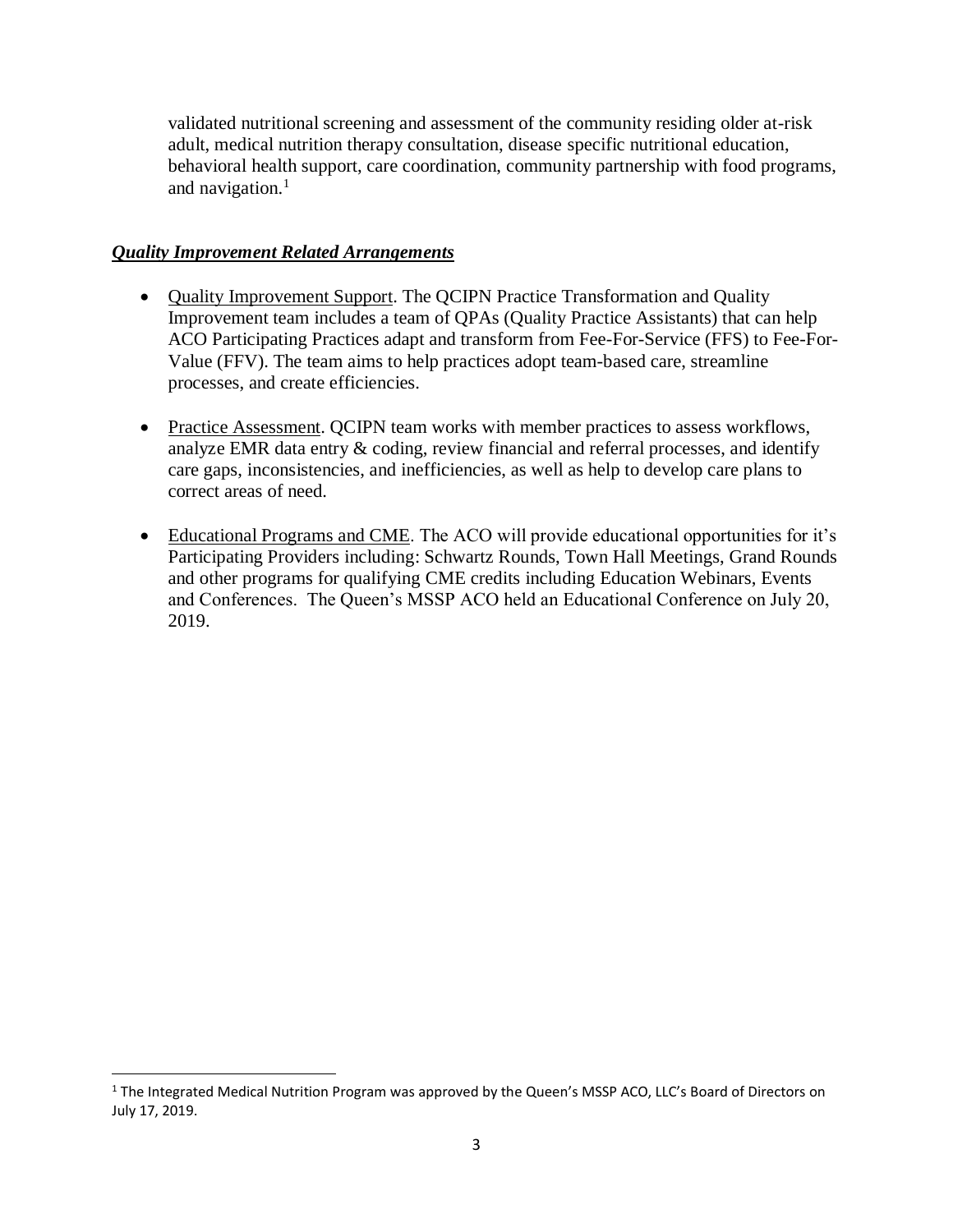validated nutritional screening and assessment of the community residing older at-risk adult, medical nutrition therapy consultation, disease specific nutritional education, behavioral health support, care coordination, community partnership with food programs, and navigation.[1]

***Quality Improvement Related Arrangements***

- Quality Improvement Support. The QCIPN Practice Transformation and Quality Improvement team includes a team of QPAs (Quality Practice Assistants) that can help ACO Participating Practices adapt and transform from Fee-For-Service (FFS) to Fee-For-Value (FFV). The team aims to help practices adopt team-based care, streamline processes, and create efficiencies.

- Practice Assessment. QCIPN team works with member practices to assess workflows, analyze EMR data entry & coding, review financial and referral processes, and identify care gaps, inconsistencies, and inefficiencies, as well as help to develop care plans to correct areas of need.

- Educational Programs and CME. The ACO will provide educational opportunities for it's Participating Providers including: Schwartz Rounds, Town Hall Meetings, Grand Rounds and other programs for qualifying CME credits including Education Webinars, Events and Conferences. The Queen's MSSP ACO held an Educational Conference on July 20, 2019.

---

[1] The Integrated Medical Nutrition Program was approved by the Queen's MSSP ACO, LLC's Board of Directors on July 17, 2019.